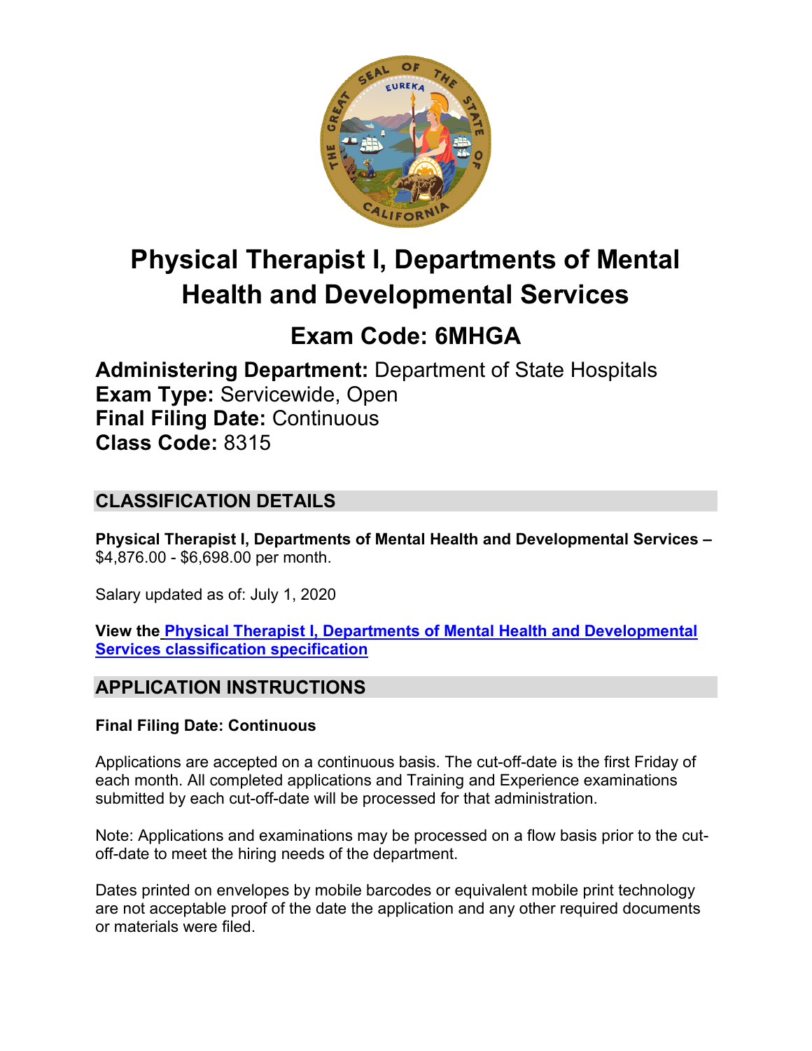# Physical Therapist I, Departments of Mental Health and Developmental Services

## Exam Code: 6MHGA

**Administering Department:** Department of State Hospitals
**Exam Type:** Servicewide, Open
**Final Filing Date:** Continuous
**Class Code:** 8315

## CLASSIFICATION DETAILS

**Physical Therapist I, Departments of Mental Health and Developmental Services –** $4,876.00 - $6,698.00 per month.

Salary updated as of: July 1, 2020

**View the Physical Therapist I, Departments of Mental Health and Developmental Services classification specification**

## APPLICATION INSTRUCTIONS

**Final Filing Date: Continuous**

Applications are accepted on a continuous basis. The cut-off-date is the first Friday of each month. All completed applications and Training and Experience examinations submitted by each cut-off-date will be processed for that administration.

Note: Applications and examinations may be processed on a flow basis prior to the cut-off-date to meet the hiring needs of the department.

Dates printed on envelopes by mobile barcodes or equivalent mobile print technology are not acceptable proof of the date the application and any other required documents or materials were filed.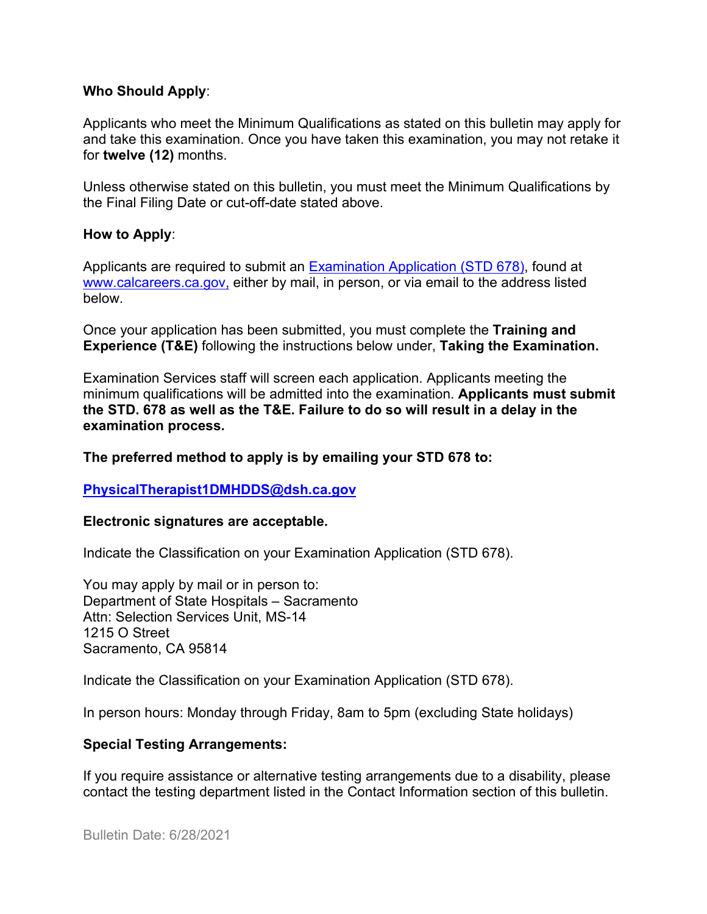**Who Should Apply**:

Applicants who meet the Minimum Qualifications as stated on this bulletin may apply for and take this examination. Once you have taken this examination, you may not retake it for **twelve (12)** months.

Unless otherwise stated on this bulletin, you must meet the Minimum Qualifications by the Final Filing Date or cut-off-date stated above.

**How to Apply**:

Applicants are required to submit an [Examination Application (STD 678)](), found at [www.calcareers.ca.gov,]() either by mail, in person, or via email to the address listed below.

Once your application has been submitted, you must complete the **Training and Experience (T&E)** following the instructions below under, **Taking the Examination.**

Examination Services staff will screen each application. Applicants meeting the minimum qualifications will be admitted into the examination. **Applicants must submit the STD. 678 as well as the T&E. Failure to do so will result in a delay in the examination process.**

**The preferred method to apply is by emailing your STD 678 to:**

**PhysicalTherapist1DMHDDS@dsh.ca.gov**

**Electronic signatures are acceptable.**

Indicate the Classification on your Examination Application (STD 678).

You may apply by mail or in person to:
Department of State Hospitals – Sacramento
Attn: Selection Services Unit, MS-14
1215 O Street
Sacramento, CA 95814

Indicate the Classification on your Examination Application (STD 678).

In person hours: Monday through Friday, 8am to 5pm (excluding State holidays)

**Special Testing Arrangements:**

If you require assistance or alternative testing arrangements due to a disability, please contact the testing department listed in the Contact Information section of this bulletin.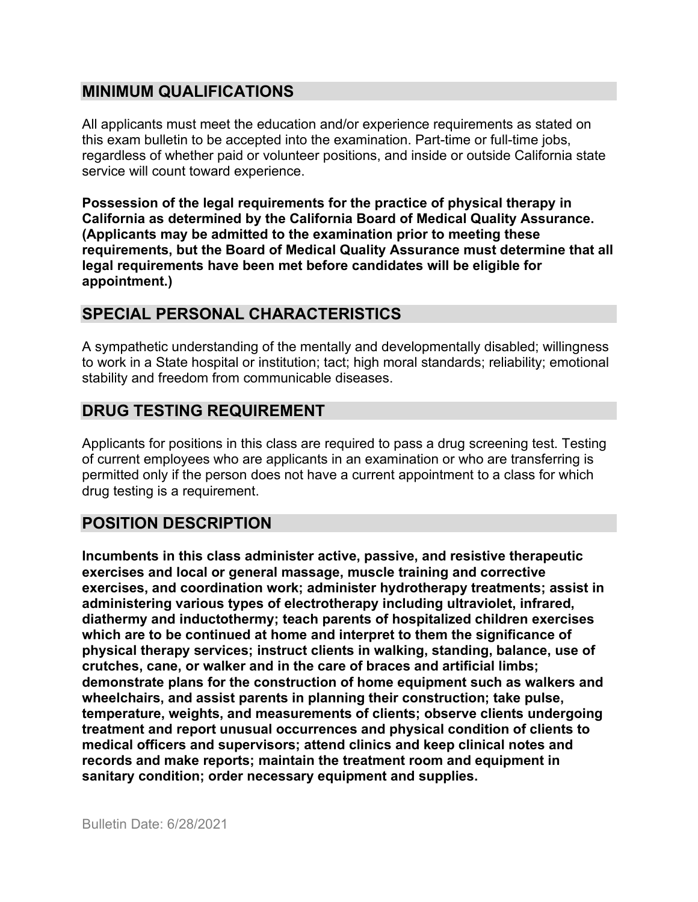## MINIMUM QUALIFICATIONS

All applicants must meet the education and/or experience requirements as stated on this exam bulletin to be accepted into the examination. Part-time or full-time jobs, regardless of whether paid or volunteer positions, and inside or outside California state service will count toward experience.

**Possession of the legal requirements for the practice of physical therapy in California as determined by the California Board of Medical Quality Assurance. (Applicants may be admitted to the examination prior to meeting these requirements, but the Board of Medical Quality Assurance must determine that all legal requirements have been met before candidates will be eligible for appointment.)**

## SPECIAL PERSONAL CHARACTERISTICS

A sympathetic understanding of the mentally and developmentally disabled; willingness to work in a State hospital or institution; tact; high moral standards; reliability; emotional stability and freedom from communicable diseases.

## DRUG TESTING REQUIREMENT

Applicants for positions in this class are required to pass a drug screening test. Testing of current employees who are applicants in an examination or who are transferring is permitted only if the person does not have a current appointment to a class for which drug testing is a requirement.

## POSITION DESCRIPTION

**Incumbents in this class administer active, passive, and resistive therapeutic exercises and local or general massage, muscle training and corrective exercises, and coordination work; administer hydrotherapy treatments; assist in administering various types of electrotherapy including ultraviolet, infrared, diathermy and inductothermy; teach parents of hospitalized children exercises which are to be continued at home and interpret to them the significance of physical therapy services; instruct clients in walking, standing, balance, use of crutches, cane, or walker and in the care of braces and artificial limbs; demonstrate plans for the construction of home equipment such as walkers and wheelchairs, and assist parents in planning their construction; take pulse, temperature, weights, and measurements of clients; observe clients undergoing treatment and report unusual occurrences and physical condition of clients to medical officers and supervisors; attend clinics and keep clinical notes and records and make reports; maintain the treatment room and equipment in sanitary condition; order necessary equipment and supplies.**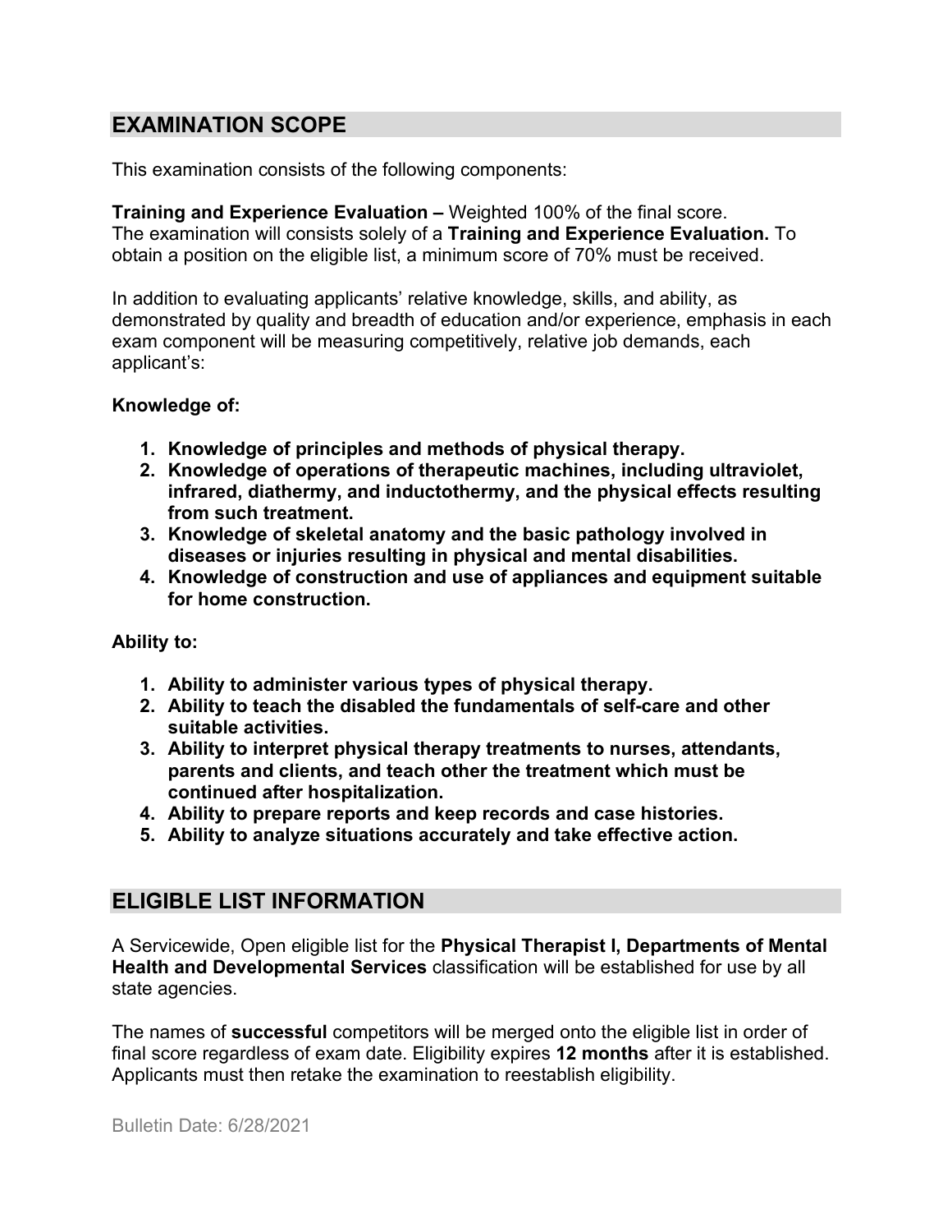## EXAMINATION SCOPE

This examination consists of the following components:

**Training and Experience Evaluation –** Weighted 100% of the final score. The examination will consists solely of a **Training and Experience Evaluation.** To obtain a position on the eligible list, a minimum score of 70% must be received.

In addition to evaluating applicants' relative knowledge, skills, and ability, as demonstrated by quality and breadth of education and/or experience, emphasis in each exam component will be measuring competitively, relative job demands, each applicant's:

**Knowledge of:**

1. **Knowledge of principles and methods of physical therapy.**
2. **Knowledge of operations of therapeutic machines, including ultraviolet, infrared, diathermy, and inductothermy, and the physical effects resulting from such treatment.**
3. **Knowledge of skeletal anatomy and the basic pathology involved in diseases or injuries resulting in physical and mental disabilities.**
4. **Knowledge of construction and use of appliances and equipment suitable for home construction.**

**Ability to:**

1. **Ability to administer various types of physical therapy.**
2. **Ability to teach the disabled the fundamentals of self-care and other suitable activities.**
3. **Ability to interpret physical therapy treatments to nurses, attendants, parents and clients, and teach other the treatment which must be continued after hospitalization.**
4. **Ability to prepare reports and keep records and case histories.**
5. **Ability to analyze situations accurately and take effective action.**

## ELIGIBLE LIST INFORMATION

A Servicewide, Open eligible list for the **Physical Therapist I, Departments of Mental Health and Developmental Services** classification will be established for use by all state agencies.

The names of **successful** competitors will be merged onto the eligible list in order of final score regardless of exam date. Eligibility expires **12 months** after it is established. Applicants must then retake the examination to reestablish eligibility.

Bulletin Date: 6/28/2021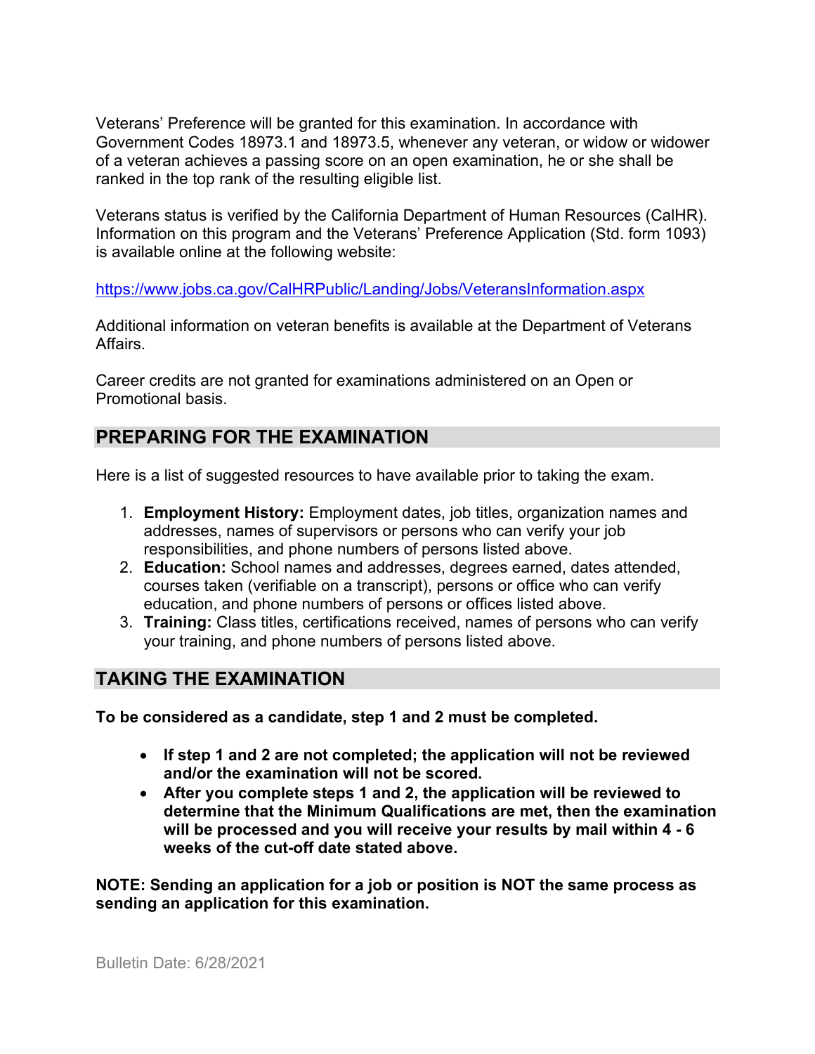Veterans' Preference will be granted for this examination. In accordance with Government Codes 18973.1 and 18973.5, whenever any veteran, or widow or widower of a veteran achieves a passing score on an open examination, he or she shall be ranked in the top rank of the resulting eligible list.

Veterans status is verified by the California Department of Human Resources (CalHR). Information on this program and the Veterans' Preference Application (Std. form 1093) is available online at the following website:

https://www.jobs.ca.gov/CalHRPublic/Landing/Jobs/VeteransInformation.aspx

Additional information on veteran benefits is available at the Department of Veterans Affairs.

Career credits are not granted for examinations administered on an Open or Promotional basis.

## PREPARING FOR THE EXAMINATION

Here is a list of suggested resources to have available prior to taking the exam.

1. **Employment History:** Employment dates, job titles, organization names and addresses, names of supervisors or persons who can verify your job responsibilities, and phone numbers of persons listed above.
2. **Education:** School names and addresses, degrees earned, dates attended, courses taken (verifiable on a transcript), persons or office who can verify education, and phone numbers of persons or offices listed above.
3. **Training:** Class titles, certifications received, names of persons who can verify your training, and phone numbers of persons listed above.

## TAKING THE EXAMINATION

**To be considered as a candidate, step 1 and 2 must be completed.**

- **If step 1 and 2 are not completed; the application will not be reviewed and/or the examination will not be scored.**
- **After you complete steps 1 and 2, the application will be reviewed to determine that the Minimum Qualifications are met, then the examination will be processed and you will receive your results by mail within 4 - 6 weeks of the cut-off date stated above.**

**NOTE: Sending an application for a job or position is NOT the same process as sending an application for this examination.**

Bulletin Date: 6/28/2021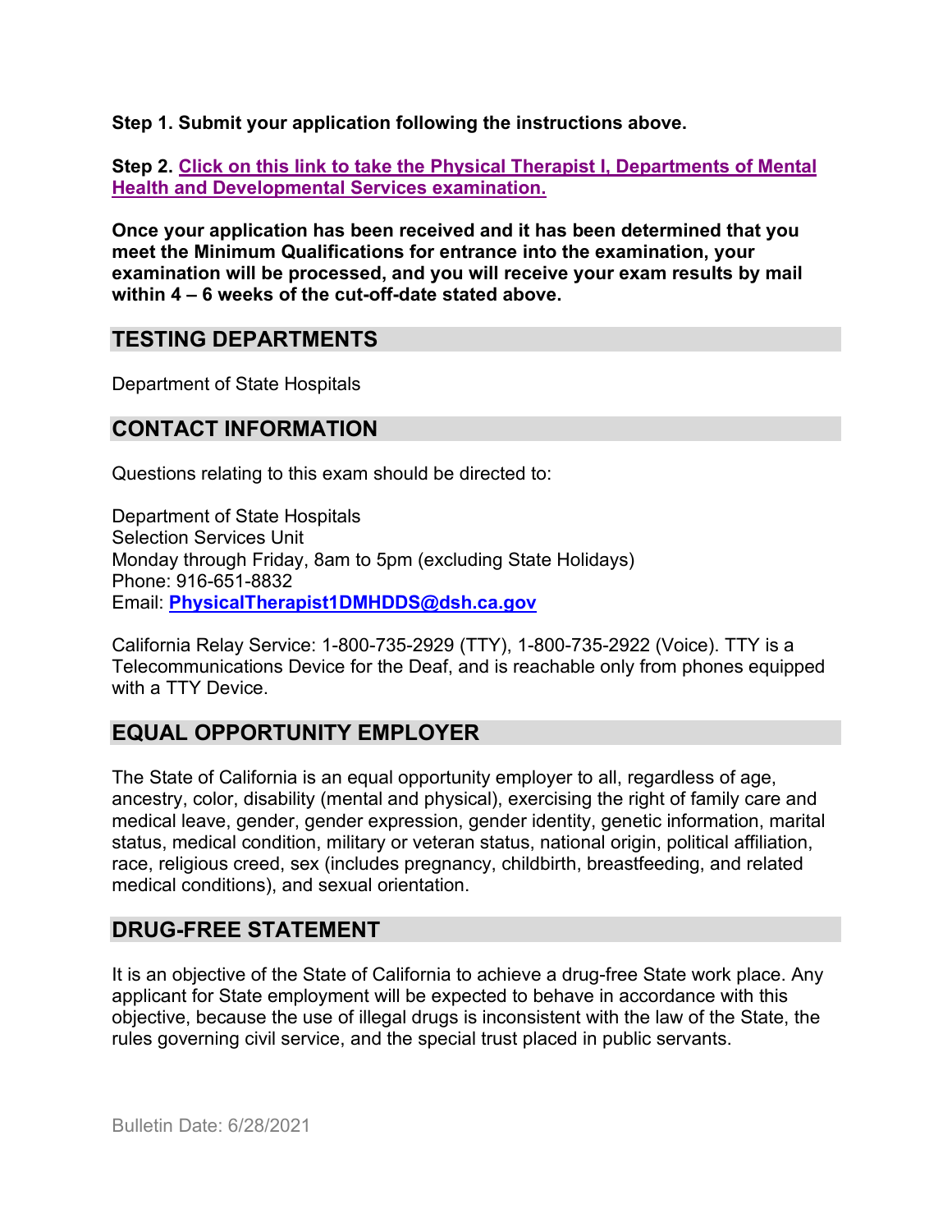**Step 1. Submit your application following the instructions above.**

**Step 2. Click on this link to take the Physical Therapist I, Departments of Mental Health and Developmental Services examination.**

**Once your application has been received and it has been determined that you meet the Minimum Qualifications for entrance into the examination, your examination will be processed, and you will receive your exam results by mail within 4 – 6 weeks of the cut-off-date stated above.**

## TESTING DEPARTMENTS

Department of State Hospitals

## CONTACT INFORMATION

Questions relating to this exam should be directed to:

Department of State Hospitals
Selection Services Unit
Monday through Friday, 8am to 5pm (excluding State Holidays)
Phone: 916-651-8832
Email: **PhysicalTherapist1DMHDDS@dsh.ca.gov**

California Relay Service: 1-800-735-2929 (TTY), 1-800-735-2922 (Voice). TTY is a Telecommunications Device for the Deaf, and is reachable only from phones equipped with a TTY Device.

## EQUAL OPPORTUNITY EMPLOYER

The State of California is an equal opportunity employer to all, regardless of age, ancestry, color, disability (mental and physical), exercising the right of family care and medical leave, gender, gender expression, gender identity, genetic information, marital status, medical condition, military or veteran status, national origin, political affiliation, race, religious creed, sex (includes pregnancy, childbirth, breastfeeding, and related medical conditions), and sexual orientation.

## DRUG-FREE STATEMENT

It is an objective of the State of California to achieve a drug-free State work place. Any applicant for State employment will be expected to behave in accordance with this objective, because the use of illegal drugs is inconsistent with the law of the State, the rules governing civil service, and the special trust placed in public servants.

Bulletin Date: 6/28/2021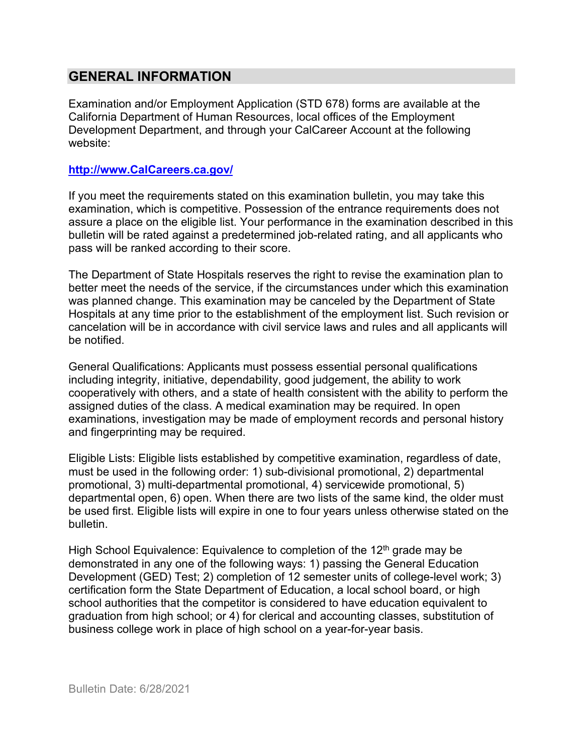## GENERAL INFORMATION

Examination and/or Employment Application (STD 678) forms are available at the California Department of Human Resources, local offices of the Employment Development Department, and through your CalCareer Account at the following website:

**http://www.CalCareers.ca.gov/**

If you meet the requirements stated on this examination bulletin, you may take this examination, which is competitive. Possession of the entrance requirements does not assure a place on the eligible list. Your performance in the examination described in this bulletin will be rated against a predetermined job-related rating, and all applicants who pass will be ranked according to their score.

The Department of State Hospitals reserves the right to revise the examination plan to better meet the needs of the service, if the circumstances under which this examination was planned change. This examination may be canceled by the Department of State Hospitals at any time prior to the establishment of the employment list. Such revision or cancelation will be in accordance with civil service laws and rules and all applicants will be notified.

General Qualifications: Applicants must possess essential personal qualifications including integrity, initiative, dependability, good judgement, the ability to work cooperatively with others, and a state of health consistent with the ability to perform the assigned duties of the class. A medical examination may be required. In open examinations, investigation may be made of employment records and personal history and fingerprinting may be required.

Eligible Lists: Eligible lists established by competitive examination, regardless of date, must be used in the following order: 1) sub-divisional promotional, 2) departmental promotional, 3) multi-departmental promotional, 4) servicewide promotional, 5) departmental open, 6) open. When there are two lists of the same kind, the older must be used first. Eligible lists will expire in one to four years unless otherwise stated on the bulletin.

High School Equivalence: Equivalence to completion of the 12th grade may be demonstrated in any one of the following ways: 1) passing the General Education Development (GED) Test; 2) completion of 12 semester units of college-level work; 3) certification form the State Department of Education, a local school board, or high school authorities that the competitor is considered to have education equivalent to graduation from high school; or 4) for clerical and accounting classes, substitution of business college work in place of high school on a year-for-year basis.

Bulletin Date: 6/28/2021